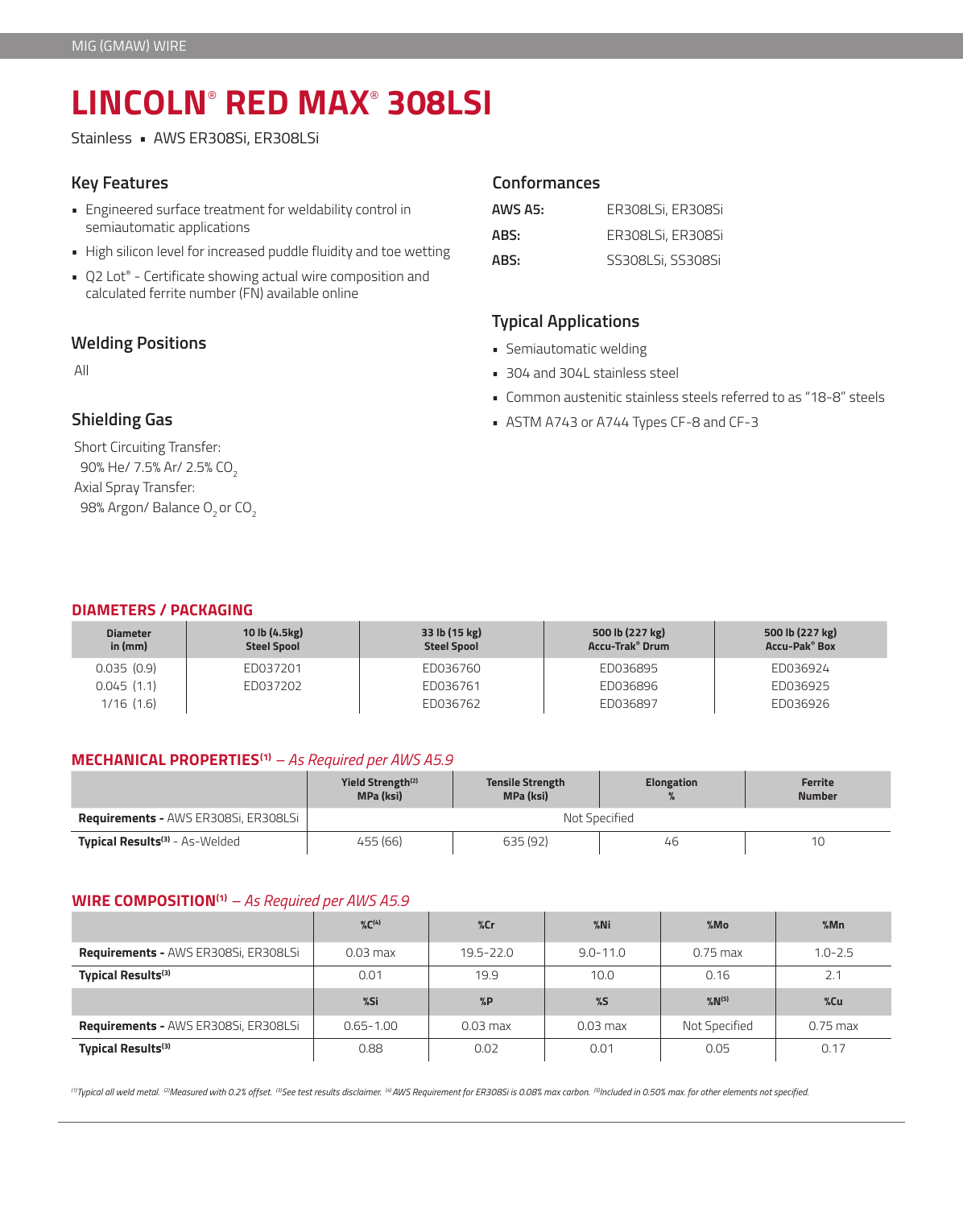# LINCOLN® RED MAX® 308LSI

Stainless ▪ AWS ER308Si, ER308LSi

## Key Features

- Engineered surface treatment for weldability control in semiautomatic applications
- High silicon level for increased puddle fluidity and toe wetting
- Q2 Lot® - Certificate showing actual wire composition and calculated ferrite number (FN) available online

## Welding Positions

All

## Shielding Gas

Short Circuiting Transfer:
90% He/ 7.5% Ar/ 2.5% $CO_2$
Axial Spray Transfer:
98% Argon/ Balance $O_2$ or $CO_2$

## Conformances

| | |
|---|---|
| **AWS A5:** | ER308LSi, ER308Si |
| **ABS:** | ER308LSi, ER308Si |
| **ABS:** | SS308LSi, SS308Si |

## Typical Applications

- Semiautomatic welding
- 304 and 304L stainless steel
- Common austenitic stainless steels referred to as "18-8" steels
- ASTM A743 or A744 Types CF-8 and CF-3

## DIAMETERS / PACKAGING

| Diameter in (mm) | 10 lb (4.5kg) Steel Spool | 33 lb (15 kg) Steel Spool | 500 lb (227 kg) Accu-Trak® Drum | 500 lb (227 kg) Accu-Pak® Box |
|---|---|---|---|---|
| 0.035 (0.9) | ED037201 | ED036760 | ED036895 | ED036924 |
| 0.045 (1.1) | ED037202 | ED036761 | ED036896 | ED036925 |
| 1/16 (1.6) | | ED036762 | ED036897 | ED036926 |

## MECHANICAL PROPERTIES[1] – *As Required per AWS A5.9*

| | Yield Strength[2] MPa (ksi) | Tensile Strength MPa (ksi) | Elongation % | Ferrite Number |
|---|---|---|---|---|
| **Requirements -** AWS ER308Si, ER308LSi | Not Specified | | | |
| **Typical Results[3]** - As-Welded | 455 (66) | 635 (92) | 46 | 10 |

## WIRE COMPOSITION[1] – *As Required per AWS A5.9*

| | %C[4] | %Cr | %Ni | %Mo | %Mn |
|---|---|---|---|---|---|
| **Requirements -** AWS ER308Si, ER308LSi | 0.03 max | 19.5-22.0 | 9.0-11.0 | 0.75 max | 1.0-2.5 |
| **Typical Results[3]** | 0.01 | 19.9 | 10.0 | 0.16 | 2.1 |
| | **%Si** | **%P** | **%S** | **%N[5]** | **%Cu** |
| **Requirements -** AWS ER308Si, ER308LSi | 0.65-1.00 | 0.03 max | 0.03 max | Not Specified | 0.75 max |
| **Typical Results[3]** | 0.88 | 0.02 | 0.01 | 0.05 | 0.17 |

*[1]Typical all weld metal. [2]Measured with 0.2% offset. [3]See test results disclaimer. [4] AWS Requirement for ER308Si is 0.08% max carbon. [5]Included in 0.50% max. for other elements not specified.*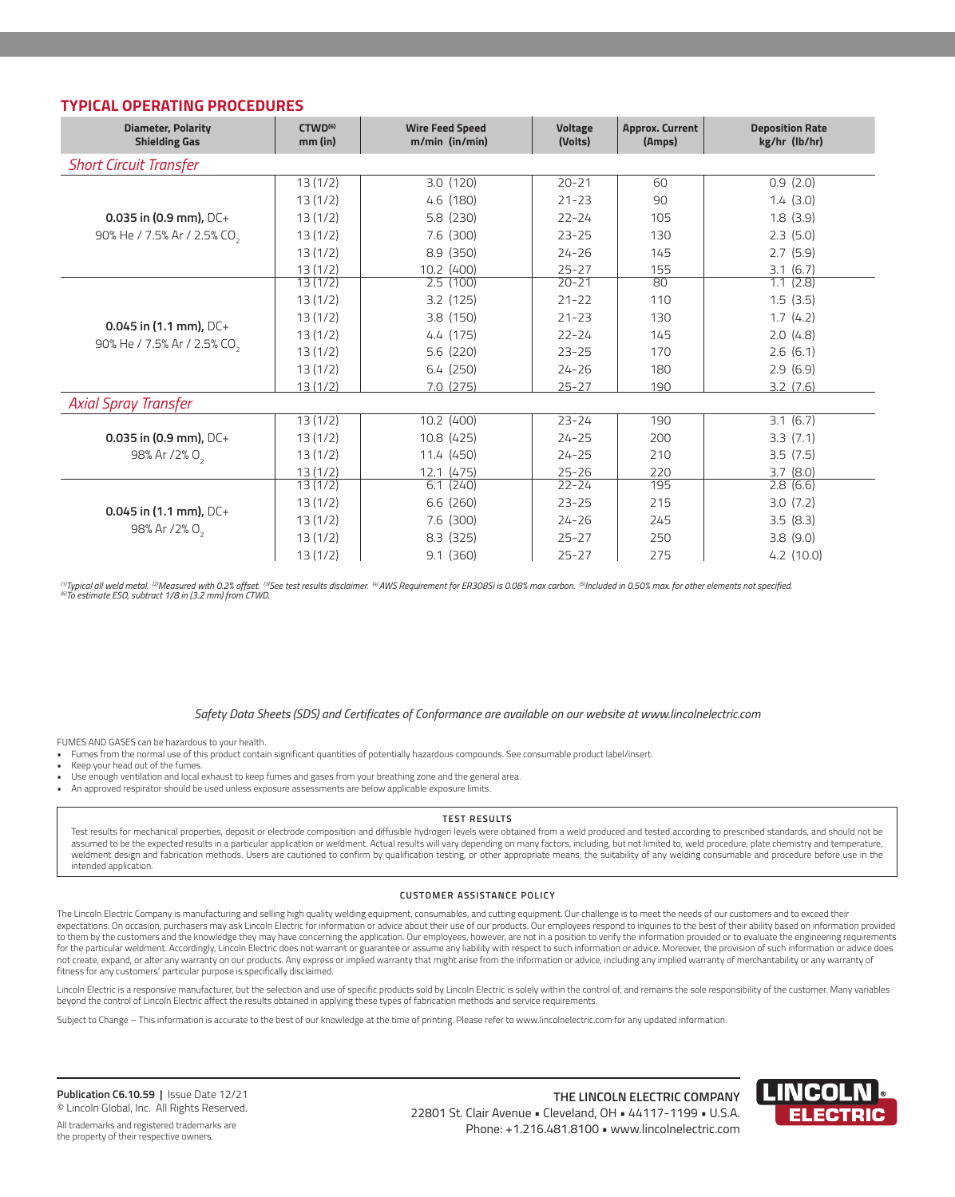## TYPICAL OPERATING PROCEDURES

| Diameter, Polarity Shielding Gas | CTWD[6] mm (in) | Wire Feed Speed m/min (in/min) | Voltage (Volts) | Approx. Current (Amps) | Deposition Rate kg/hr (lb/hr) |
|---|---|---|---|---|---|
| *Short Circuit Transfer* | | | | | |
| **0.035 in (0.9 mm),** DC+ 90% He / 7.5% Ar / 2.5% $CO_2$ | 13 (1/2) | 3.0 (120) | 20-21 | 60 | 0.9 (2.0) |
| | 13 (1/2) | 4.6 (180) | 21-23 | 90 | 1.4 (3.0) |
| | 13 (1/2) | 5.8 (230) | 22-24 | 105 | 1.8 (3.9) |
| | 13 (1/2) | 7.6 (300) | 23-25 | 130 | 2.3 (5.0) |
| | 13 (1/2) | 8.9 (350) | 24-26 | 145 | 2.7 (5.9) |
| | 13 (1/2) | 10.2 (400) | 25-27 | 155 | 3.1 (6.7) |
| **0.045 in (1.1 mm),** DC+ 90% He / 7.5% Ar / 2.5% $CO_2$ | 13 (1/2) | 2.5 (100) | 20-21 | 80 | 1.1 (2.8) |
| | 13 (1/2) | 3.2 (125) | 21-22 | 110 | 1.5 (3.5) |
| | 13 (1/2) | 3.8 (150) | 21-23 | 130 | 1.7 (4.2) |
| | 13 (1/2) | 4.4 (175) | 22-24 | 145 | 2.0 (4.8) |
| | 13 (1/2) | 5.6 (220) | 23-25 | 170 | 2.6 (6.1) |
| | 13 (1/2) | 6.4 (250) | 24-26 | 180 | 2.9 (6.9) |
| | 13 (1/2) | 7.0 (275) | 25-27 | 190 | 3.2 (7.6) |
| *Axial Spray Transfer* | | | | | |
| **0.035 in (0.9 mm),** DC+ 98% Ar /2% $O_2$ | 13 (1/2) | 10.2 (400) | 23-24 | 190 | 3.1 (6.7) |
| | 13 (1/2) | 10.8 (425) | 24-25 | 200 | 3.3 (7.1) |
| | 13 (1/2) | 11.4 (450) | 24-25 | 210 | 3.5 (7.5) |
| | 13 (1/2) | 12.1 (475) | 25-26 | 220 | 3.7 (8.0) |
| **0.045 in (1.1 mm),** DC+ 98% Ar /2% $O_2$ | 13 (1/2) | 6.1 (240) | 22-24 | 195 | 2.8 (6.6) |
| | 13 (1/2) | 6.6 (260) | 23-25 | 215 | 3.0 (7.2) |
| | 13 (1/2) | 7.6 (300) | 24-26 | 245 | 3.5 (8.3) |
| | 13 (1/2) | 8.3 (325) | 25-27 | 250 | 3.8 (9.0) |
| | 13 (1/2) | 9.1 (360) | 25-27 | 275 | 4.2 (10.0) |

*[1]Typical all weld metal. [2]Measured with 0.2% offset. [3]See test results disclaimer. [4] AWS Requirement for ER308Si is 0.08% max carbon. [5]Included in 0.50% max. for other elements not specified.*
*[6]To estimate ESO, subtract 1/8 in (3.2 mm) from CTWD.*

*Safety Data Sheets (SDS) and Certificates of Conformance are available on our website at www.lincolnelectric.com*

FUMES AND GASES can be hazardous to your health.

- Fumes from the normal use of this product contain significant quantities of potentially hazardous compounds. See consumable product label/insert.
- Keep your head out of the fumes.
- Use enough ventilation and local exhaust to keep fumes and gases from your breathing zone and the general area.
- An approved respirator should be used unless exposure assessments are below applicable exposure limits.

### TEST RESULTS

Test results for mechanical properties, deposit or electrode composition and diffusible hydrogen levels were obtained from a weld produced and tested according to prescribed standards, and should not be assumed to be the expected results in a particular application or weldment. Actual results will vary depending on many factors, including, but not limited to, weld procedure, plate chemistry and temperature, weldment design and fabrication methods. Users are cautioned to confirm by qualification testing, or other appropriate means, the suitability of any welding consumable and procedure before use in the intended application.

### CUSTOMER ASSISTANCE POLICY

The Lincoln Electric Company is manufacturing and selling high quality welding equipment, consumables, and cutting equipment. Our challenge is to meet the needs of our customers and to exceed their expectations. On occasion, purchasers may ask Lincoln Electric for information or advice about their use of our products. Our employees respond to inquiries to the best of their ability based on information provided to them by the customers and the knowledge they may have concerning the application. Our employees, however, are not in a position to verify the information provided or to evaluate the engineering requirements for the particular weldment. Accordingly, Lincoln Electric does not warrant or guarantee or assume any liability with respect to such information or advice. Moreover, the provision of such information or advice does not create, expand, or alter any warranty on our products. Any express or implied warranty that might arise from the information or advice, including any implied warranty of merchantability or any warranty of fitness for any customers' particular purpose is specifically disclaimed.

Lincoln Electric is a responsive manufacturer, but the selection and use of specific products sold by Lincoln Electric is solely within the control of, and remains the sole responsibility of the customer. Many variables beyond the control of Lincoln Electric affect the results obtained in applying these types of fabrication methods and service requirements.

Subject to Change – This information is accurate to the best of our knowledge at the time of printing. Please refer to www.lincolnelectric.com for any updated information.

**Publication C6.10.59 |** Issue Date 12/21
© Lincoln Global, Inc. All Rights Reserved.

All trademarks and registered trademarks are the property of their respective owners.

**THE LINCOLN ELECTRIC COMPANY**
22801 St. Clair Avenue • Cleveland, OH • 44117-1199 • U.S.A.
Phone: +1.216.481.8100 • www.lincolnelectric.com

LINCOLN ELECTRIC